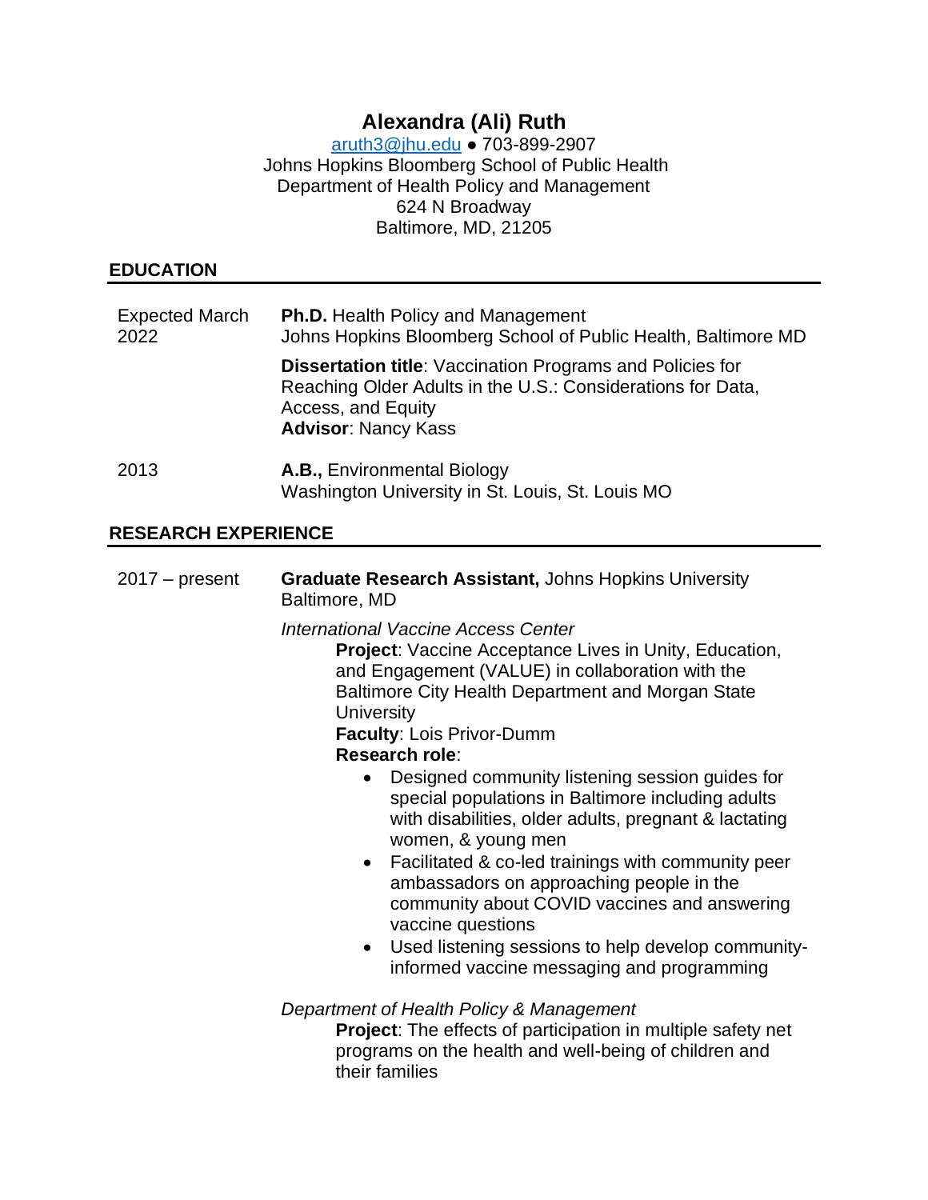# Alexandra (Ali) Ruth

aruth3@jhu.edu ● 703-899-2907
Johns Hopkins Bloomberg School of Public Health
Department of Health Policy and Management
624 N Broadway
Baltimore, MD, 21205

## EDUCATION

Expected March 2022

**Ph.D.** Health Policy and Management
Johns Hopkins Bloomberg School of Public Health, Baltimore MD

**Dissertation title**: Vaccination Programs and Policies for Reaching Older Adults in the U.S.: Considerations for Data, Access, and Equity
**Advisor**: Nancy Kass

2013

**A.B.,** Environmental Biology
Washington University in St. Louis, St. Louis MO

## RESEARCH EXPERIENCE

2017 – present

**Graduate Research Assistant,** Johns Hopkins University
Baltimore, MD

*International Vaccine Access Center*

**Project**: Vaccine Acceptance Lives in Unity, Education, and Engagement (VALUE) in collaboration with the Baltimore City Health Department and Morgan State University
**Faculty**: Lois Privor-Dumm
**Research role**:

- Designed community listening session guides for special populations in Baltimore including adults with disabilities, older adults, pregnant & lactating women, & young men
- Facilitated & co-led trainings with community peer ambassadors on approaching people in the community about COVID vaccines and answering vaccine questions
- Used listening sessions to help develop community-informed vaccine messaging and programming

*Department of Health Policy & Management*

**Project**: The effects of participation in multiple safety net programs on the health and well-being of children and their families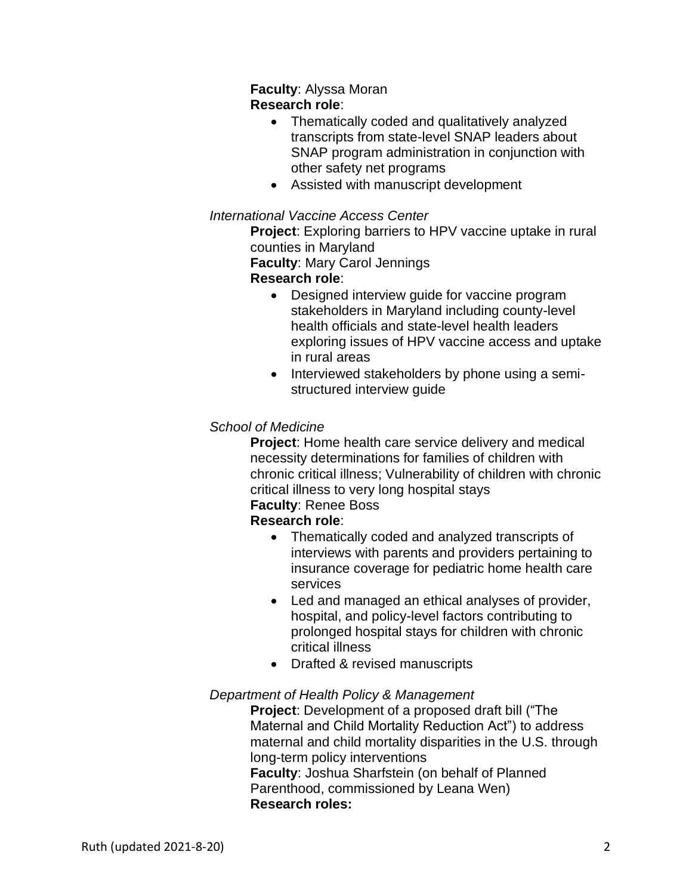**Faculty**: Alyssa Moran

**Research role**:

- Thematically coded and qualitatively analyzed transcripts from state-level SNAP leaders about SNAP program administration in conjunction with other safety net programs
- Assisted with manuscript development

*International Vaccine Access Center*

**Project**: Exploring barriers to HPV vaccine uptake in rural counties in Maryland

**Faculty**: Mary Carol Jennings

**Research role**:

- Designed interview guide for vaccine program stakeholders in Maryland including county-level health officials and state-level health leaders exploring issues of HPV vaccine access and uptake in rural areas
- Interviewed stakeholders by phone using a semi-structured interview guide

*School of Medicine*

**Project**: Home health care service delivery and medical necessity determinations for families of children with chronic critical illness; Vulnerability of children with chronic critical illness to very long hospital stays

**Faculty**: Renee Boss

**Research role**:

- Thematically coded and analyzed transcripts of interviews with parents and providers pertaining to insurance coverage for pediatric home health care services
- Led and managed an ethical analyses of provider, hospital, and policy-level factors contributing to prolonged hospital stays for children with chronic critical illness
- Drafted & revised manuscripts

*Department of Health Policy & Management*

**Project**: Development of a proposed draft bill ("The Maternal and Child Mortality Reduction Act") to address maternal and child mortality disparities in the U.S. through long-term policy interventions

**Faculty**: Joshua Sharfstein (on behalf of Planned Parenthood, commissioned by Leana Wen)

**Research roles:**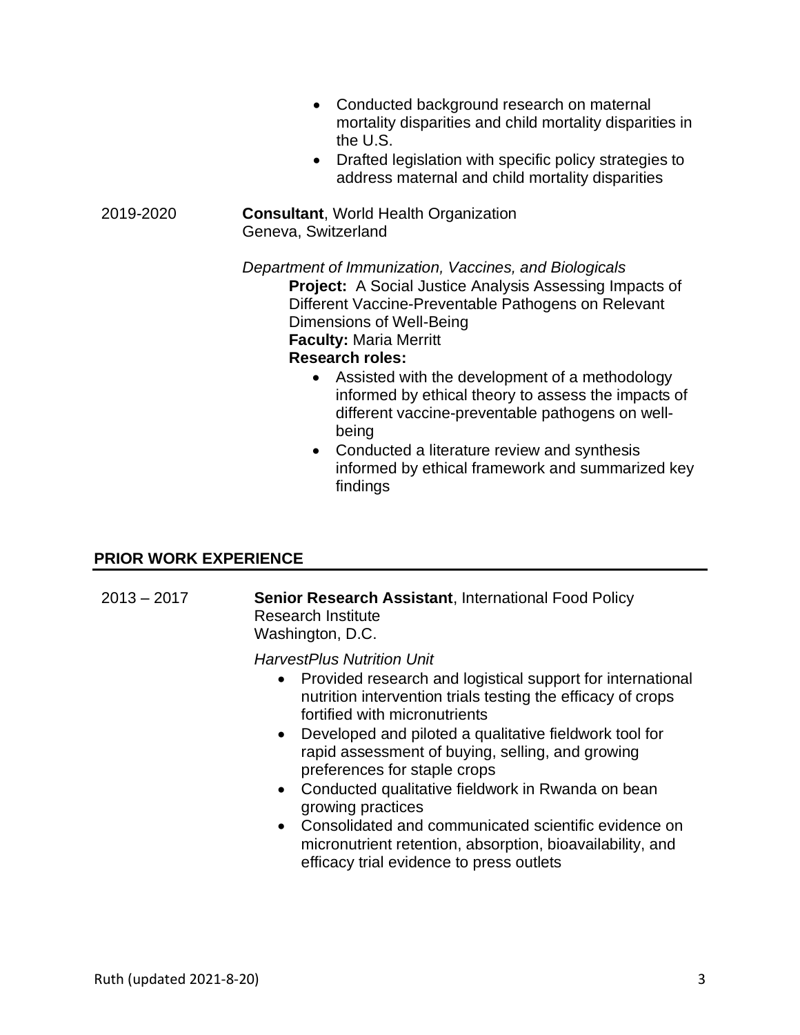- Conducted background research on maternal mortality disparities and child mortality disparities in the U.S.
- Drafted legislation with specific policy strategies to address maternal and child mortality disparities

2019-2020 **Consultant**, World Health Organization
Geneva, Switzerland

*Department of Immunization, Vaccines, and Biologicals*
**Project:** A Social Justice Analysis Assessing Impacts of Different Vaccine-Preventable Pathogens on Relevant Dimensions of Well-Being
**Faculty:** Maria Merritt
**Research roles:**

- Assisted with the development of a methodology informed by ethical theory to assess the impacts of different vaccine-preventable pathogens on well-being
- Conducted a literature review and synthesis informed by ethical framework and summarized key findings

## PRIOR WORK EXPERIENCE

2013 – 2017 **Senior Research Assistant**, International Food Policy Research Institute
Washington, D.C.

*HarvestPlus Nutrition Unit*

- Provided research and logistical support for international nutrition intervention trials testing the efficacy of crops fortified with micronutrients
- Developed and piloted a qualitative fieldwork tool for rapid assessment of buying, selling, and growing preferences for staple crops
- Conducted qualitative fieldwork in Rwanda on bean growing practices
- Consolidated and communicated scientific evidence on micronutrient retention, absorption, bioavailability, and efficacy trial evidence to press outlets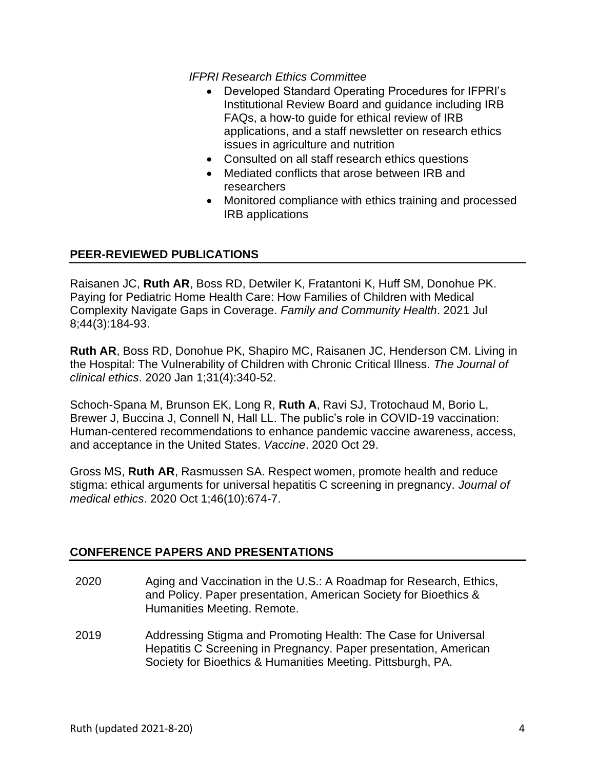*IFPRI Research Ethics Committee*

- Developed Standard Operating Procedures for IFPRI's Institutional Review Board and guidance including IRB FAQs, a how-to guide for ethical review of IRB applications, and a staff newsletter on research ethics issues in agriculture and nutrition
- Consulted on all staff research ethics questions
- Mediated conflicts that arose between IRB and researchers
- Monitored compliance with ethics training and processed IRB applications

## PEER-REVIEWED PUBLICATIONS

Raisanen JC, **Ruth AR**, Boss RD, Detwiler K, Fratantoni K, Huff SM, Donohue PK. Paying for Pediatric Home Health Care: How Families of Children with Medical Complexity Navigate Gaps in Coverage. *Family and Community Health*. 2021 Jul 8;44(3):184-93.

**Ruth AR**, Boss RD, Donohue PK, Shapiro MC, Raisanen JC, Henderson CM. Living in the Hospital: The Vulnerability of Children with Chronic Critical Illness. *The Journal of clinical ethics*. 2020 Jan 1;31(4):340-52.

Schoch-Spana M, Brunson EK, Long R, **Ruth A**, Ravi SJ, Trotochaud M, Borio L, Brewer J, Buccina J, Connell N, Hall LL. The public's role in COVID-19 vaccination: Human-centered recommendations to enhance pandemic vaccine awareness, access, and acceptance in the United States. *Vaccine*. 2020 Oct 29.

Gross MS, **Ruth AR**, Rasmussen SA. Respect women, promote health and reduce stigma: ethical arguments for universal hepatitis C screening in pregnancy. *Journal of medical ethics*. 2020 Oct 1;46(10):674-7.

## CONFERENCE PAPERS AND PRESENTATIONS

2020 Aging and Vaccination in the U.S.: A Roadmap for Research, Ethics, and Policy. Paper presentation, American Society for Bioethics & Humanities Meeting. Remote.

2019 Addressing Stigma and Promoting Health: The Case for Universal Hepatitis C Screening in Pregnancy. Paper presentation, American Society for Bioethics & Humanities Meeting. Pittsburgh, PA.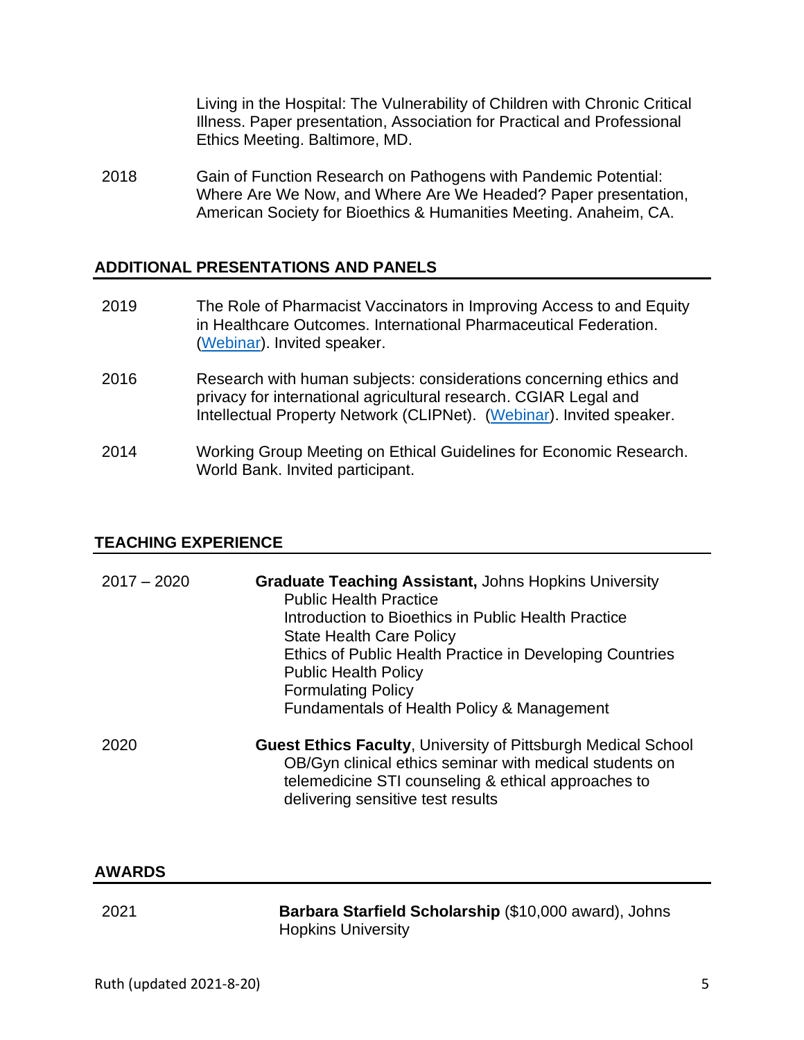Living in the Hospital: The Vulnerability of Children with Chronic Critical Illness. Paper presentation, Association for Practical and Professional Ethics Meeting. Baltimore, MD.

2018 Gain of Function Research on Pathogens with Pandemic Potential: Where Are We Now, and Where Are We Headed? Paper presentation, American Society for Bioethics & Humanities Meeting. Anaheim, CA.

## ADDITIONAL PRESENTATIONS AND PANELS

2019 The Role of Pharmacist Vaccinators in Improving Access to and Equity in Healthcare Outcomes. International Pharmaceutical Federation. (Webinar). Invited speaker.

2016 Research with human subjects: considerations concerning ethics and privacy for international agricultural research. CGIAR Legal and Intellectual Property Network (CLIPNet). (Webinar). Invited speaker.

2014 Working Group Meeting on Ethical Guidelines for Economic Research. World Bank. Invited participant.

## TEACHING EXPERIENCE

2017 – 2020 **Graduate Teaching Assistant,** Johns Hopkins University
- Public Health Practice
- Introduction to Bioethics in Public Health Practice
- State Health Care Policy
- Ethics of Public Health Practice in Developing Countries
- Public Health Policy
- Formulating Policy
- Fundamentals of Health Policy & Management

2020 **Guest Ethics Faculty**, University of Pittsburgh Medical School
- OB/Gyn clinical ethics seminar with medical students on telemedicine STI counseling & ethical approaches to delivering sensitive test results

## AWARDS

2021 **Barbara Starfield Scholarship** ($10,000 award), Johns Hopkins University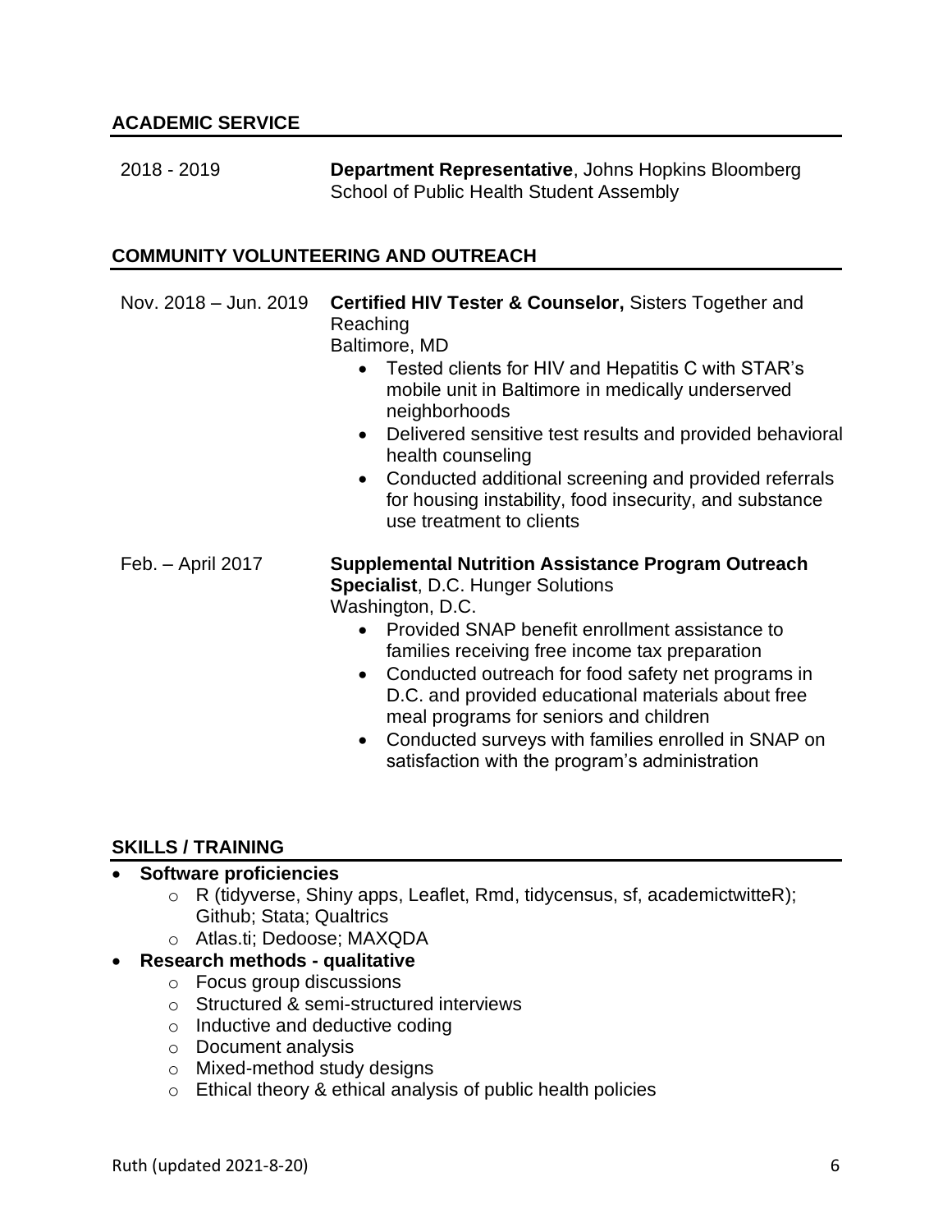## ACADEMIC SERVICE

2018 - 2019 **Department Representative**, Johns Hopkins Bloomberg School of Public Health Student Assembly

## COMMUNITY VOLUNTEERING AND OUTREACH

Nov. 2018 – Jun. 2019 **Certified HIV Tester & Counselor,** Sisters Together and Reaching
Baltimore, MD

- Tested clients for HIV and Hepatitis C with STAR's mobile unit in Baltimore in medically underserved neighborhoods
- Delivered sensitive test results and provided behavioral health counseling
- Conducted additional screening and provided referrals for housing instability, food insecurity, and substance use treatment to clients

Feb. – April 2017 **Supplemental Nutrition Assistance Program Outreach Specialist**, D.C. Hunger Solutions
Washington, D.C.

- Provided SNAP benefit enrollment assistance to families receiving free income tax preparation
- Conducted outreach for food safety net programs in D.C. and provided educational materials about free meal programs for seniors and children
- Conducted surveys with families enrolled in SNAP on satisfaction with the program's administration

## SKILLS / TRAINING

- **Software proficiencies**
  - R (tidyverse, Shiny apps, Leaflet, Rmd, tidycensus, sf, academictwitteR); Github; Stata; Qualtrics
  - Atlas.ti; Dedoose; MAXQDA
- **Research methods - qualitative**
  - Focus group discussions
  - Structured & semi-structured interviews
  - Inductive and deductive coding
  - Document analysis
  - Mixed-method study designs
  - Ethical theory & ethical analysis of public health policies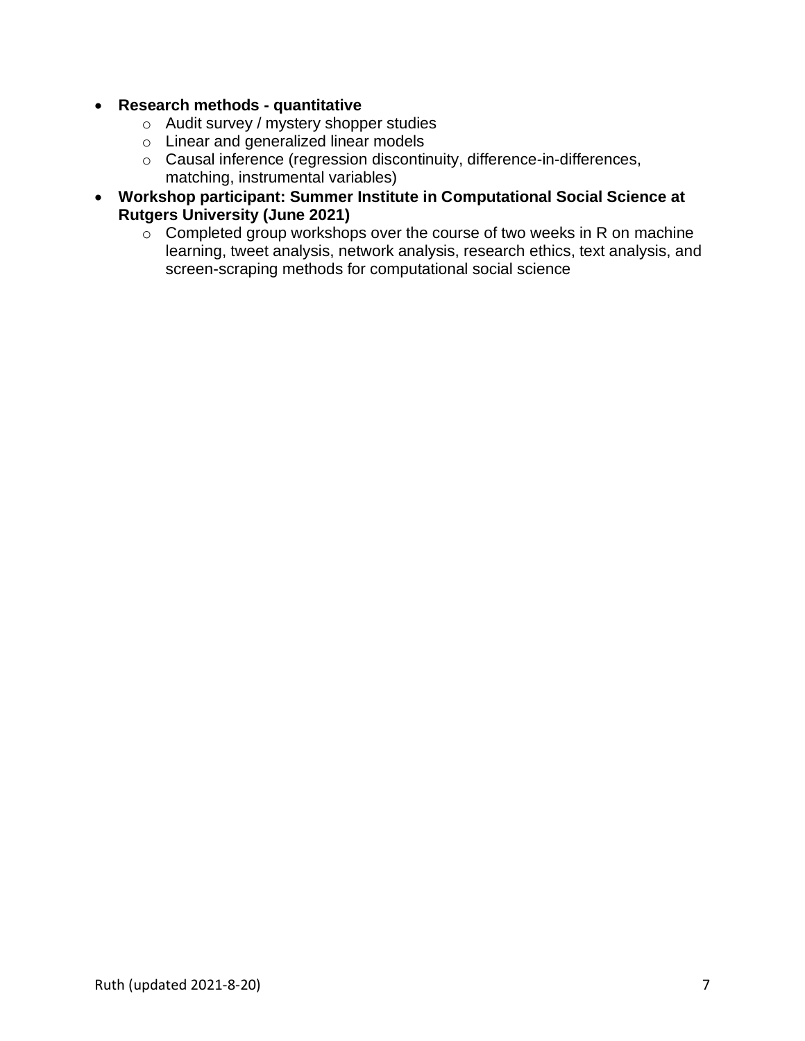- **Research methods - quantitative**
  - Audit survey / mystery shopper studies
  - Linear and generalized linear models
  - Causal inference (regression discontinuity, difference-in-differences, matching, instrumental variables)
- **Workshop participant: Summer Institute in Computational Social Science at Rutgers University (June 2021)**
  - Completed group workshops over the course of two weeks in R on machine learning, tweet analysis, network analysis, research ethics, text analysis, and screen-scraping methods for computational social science